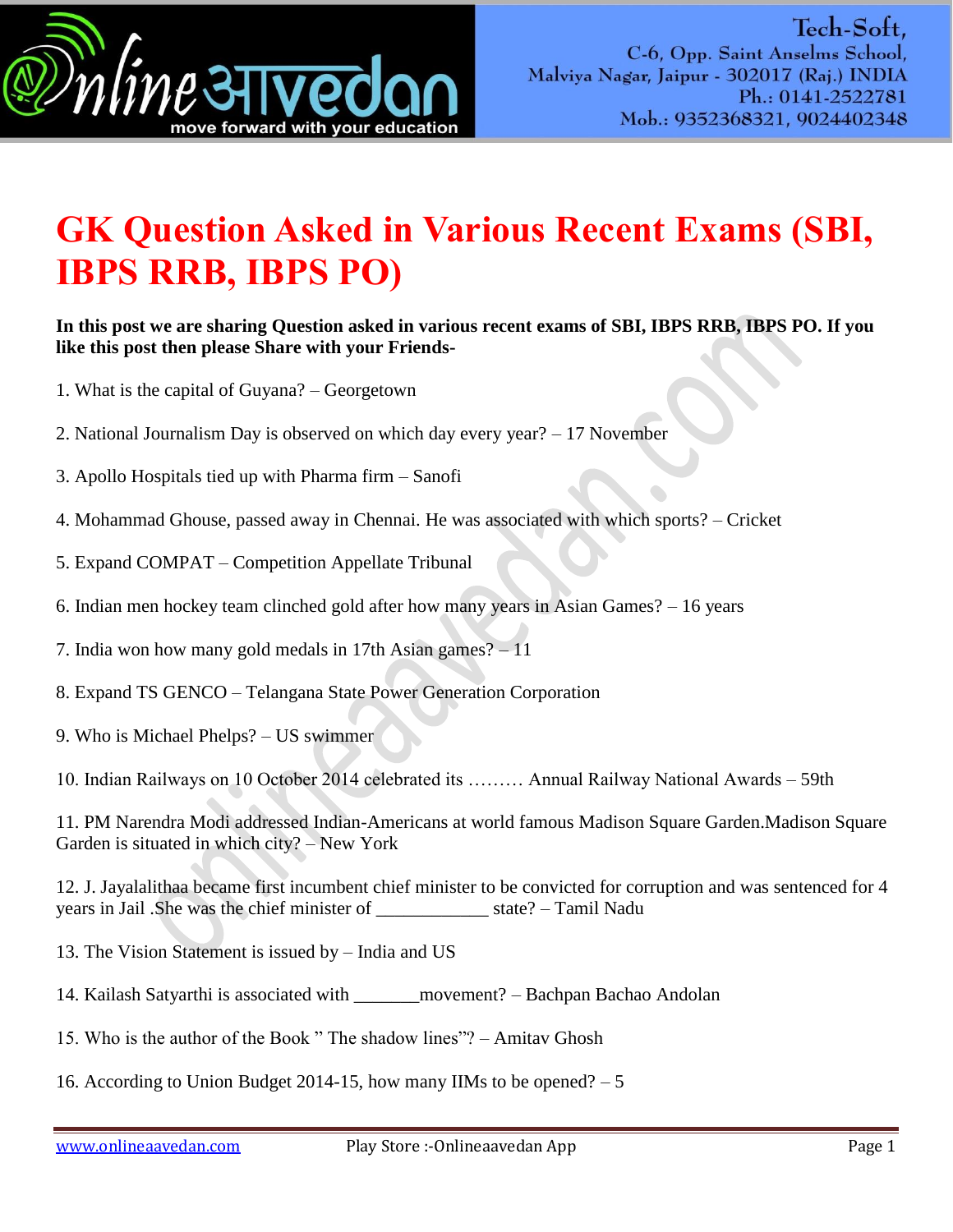# GK Question Asked in Various Recent Exams (SBI, IBPS RRB, IBPS PO)

**In this post we are sharing Question asked in various recent exams of SBI, IBPS RRB, IBPS PO. If you like this post then please Share with your Friends-**

1. What is the capital of Guyana? – Georgetown

2. National Journalism Day is observed on which day every year? – 17 November

3. Apollo Hospitals tied up with Pharma firm – Sanofi

4. Mohammad Ghouse, passed away in Chennai. He was associated with which sports? – Cricket

5. Expand COMPAT – Competition Appellate Tribunal

6. Indian men hockey team clinched gold after how many years in Asian Games? – 16 years

7. India won how many gold medals in 17th Asian games? – 11

8. Expand TS GENCO – Telangana State Power Generation Corporation

9. Who is Michael Phelps? – US swimmer

10. Indian Railways on 10 October 2014 celebrated its ……… Annual Railway National Awards – 59th

11. PM Narendra Modi addressed Indian-Americans at world famous Madison Square Garden.Madison Square Garden is situated in which city? – New York

12. J. Jayalalithaa became first incumbent chief minister to be convicted for corruption and was sentenced for 4 years in Jail .She was the chief minister of ____________ state? – Tamil Nadu

13. The Vision Statement is issued by – India and US

14. Kailash Satyarthi is associated with _______movement? – Bachpan Bachao Andolan

15. Who is the author of the Book " The shadow lines"? – Amitav Ghosh

16. According to Union Budget 2014-15, how many IIMs to be opened? – 5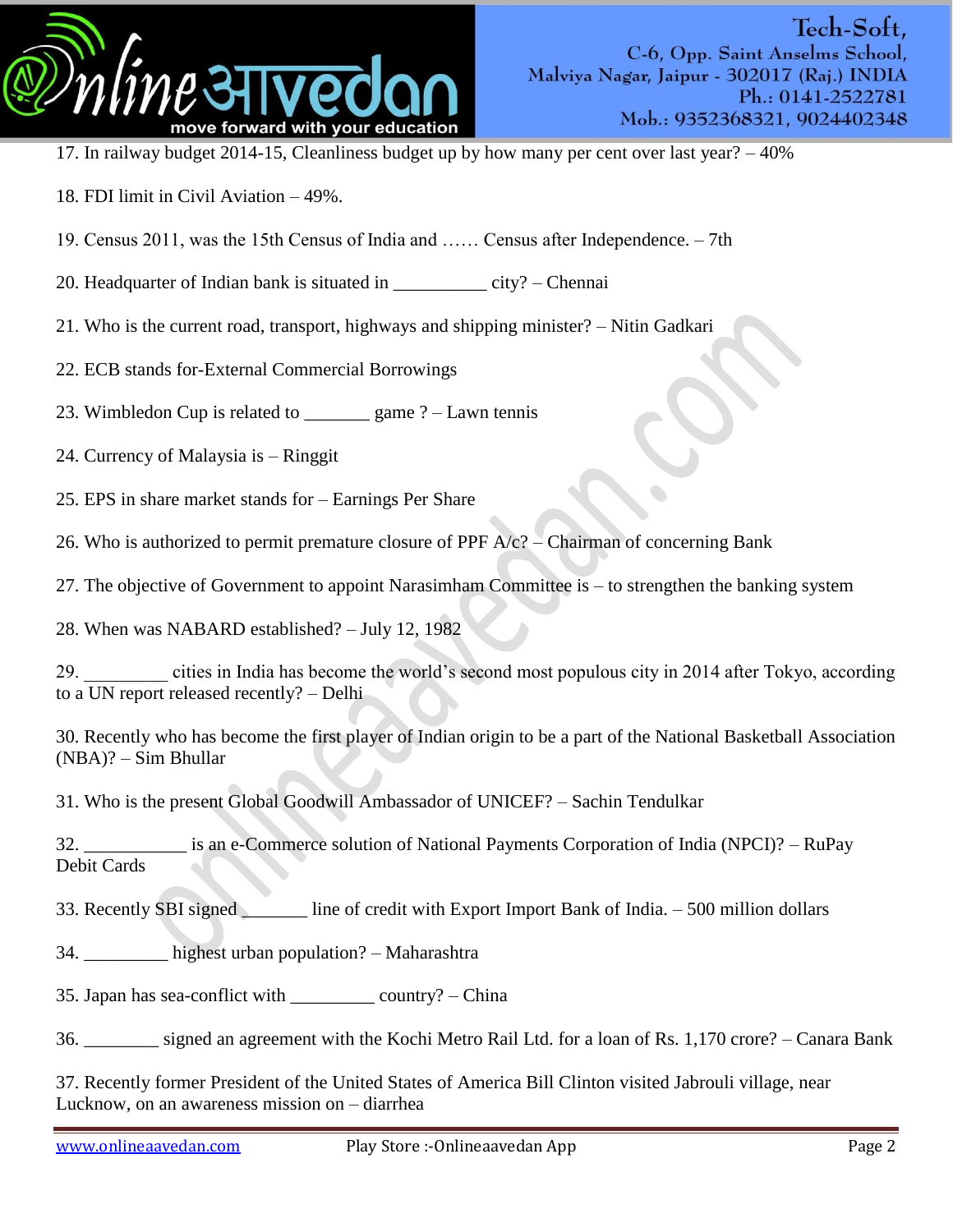17. In railway budget 2014-15, Cleanliness budget up by how many per cent over last year? – 40%

18. FDI limit in Civil Aviation – 49%.

19. Census 2011, was the 15th Census of India and …… Census after Independence. – 7th

20. Headquarter of Indian bank is situated in __________ city? – Chennai

21. Who is the current road, transport, highways and shipping minister? – Nitin Gadkari

22. ECB stands for-External Commercial Borrowings

23. Wimbledon Cup is related to _______ game ? – Lawn tennis

24. Currency of Malaysia is – Ringgit

25. EPS in share market stands for – Earnings Per Share

26. Who is authorized to permit premature closure of PPF A/c? – Chairman of concerning Bank

27. The objective of Government to appoint Narasimham Committee is – to strengthen the banking system

28. When was NABARD established? – July 12, 1982

29. _________ cities in India has become the world's second most populous city in 2014 after Tokyo, according to a UN report released recently? – Delhi

30. Recently who has become the first player of Indian origin to be a part of the National Basketball Association (NBA)? – Sim Bhullar

31. Who is the present Global Goodwill Ambassador of UNICEF? – Sachin Tendulkar

32. ___________ is an e-Commerce solution of National Payments Corporation of India (NPCI)? – RuPay Debit Cards

33. Recently SBI signed _______ line of credit with Export Import Bank of India. – 500 million dollars

34. _________ highest urban population? – Maharashtra

35. Japan has sea-conflict with _________ country? – China

36. ________ signed an agreement with the Kochi Metro Rail Ltd. for a loan of Rs. 1,170 crore? – Canara Bank

37. Recently former President of the United States of America Bill Clinton visited Jabrouli village, near Lucknow, on an awareness mission on – diarrhea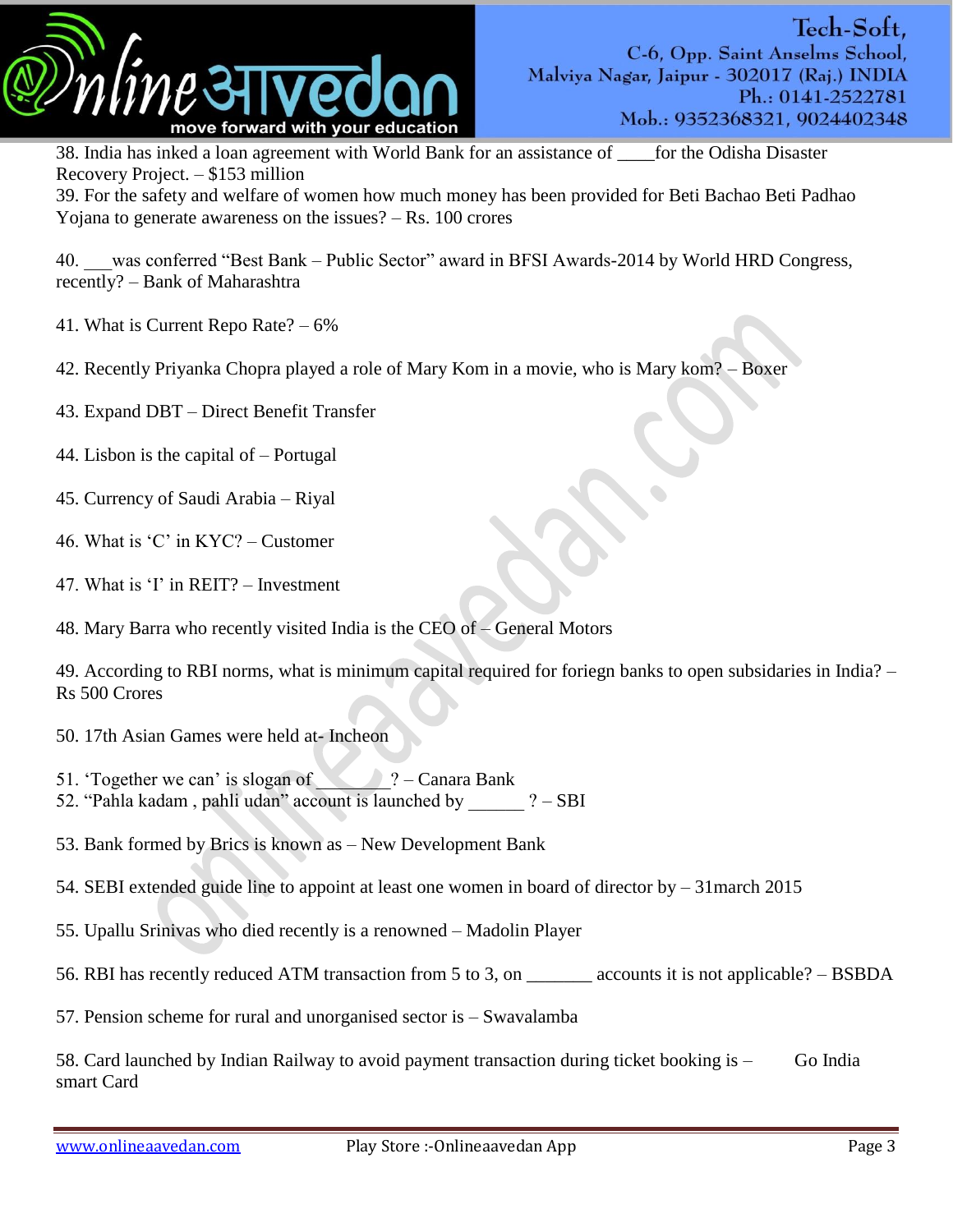38. India has inked a loan agreement with World Bank for an assistance of ____for the Odisha Disaster Recovery Project. – $153 million

39. For the safety and welfare of women how much money has been provided for Beti Bachao Beti Padhao Yojana to generate awareness on the issues? – Rs. 100 crores

40. ___was conferred "Best Bank – Public Sector" award in BFSI Awards-2014 by World HRD Congress, recently? – Bank of Maharashtra

41. What is Current Repo Rate? – 6%

42. Recently Priyanka Chopra played a role of Mary Kom in a movie, who is Mary kom? – Boxer

43. Expand DBT – Direct Benefit Transfer

44. Lisbon is the capital of – Portugal

45. Currency of Saudi Arabia – Riyal

46. What is 'C' in KYC? – Customer

47. What is 'I' in REIT? – Investment

48. Mary Barra who recently visited India is the CEO of – General Motors

49. According to RBI norms, what is minimum capital required for foriegn banks to open subsidaries in India? – Rs 500 Crores

50. 17th Asian Games were held at- Incheon

51. 'Together we can' is slogan of ________? – Canara Bank

52. "Pahla kadam , pahli udan" account is launched by ______ ? – SBI

53. Bank formed by Brics is known as – New Development Bank

54. SEBI extended guide line to appoint at least one women in board of director by – 31march 2015

55. Upallu Srinivas who died recently is a renowned – Madolin Player

56. RBI has recently reduced ATM transaction from 5 to 3, on _______ accounts it is not applicable? – BSBDA

57. Pension scheme for rural and unorganised sector is – Swavalamba

58. Card launched by Indian Railway to avoid payment transaction during ticket booking is – Go India smart Card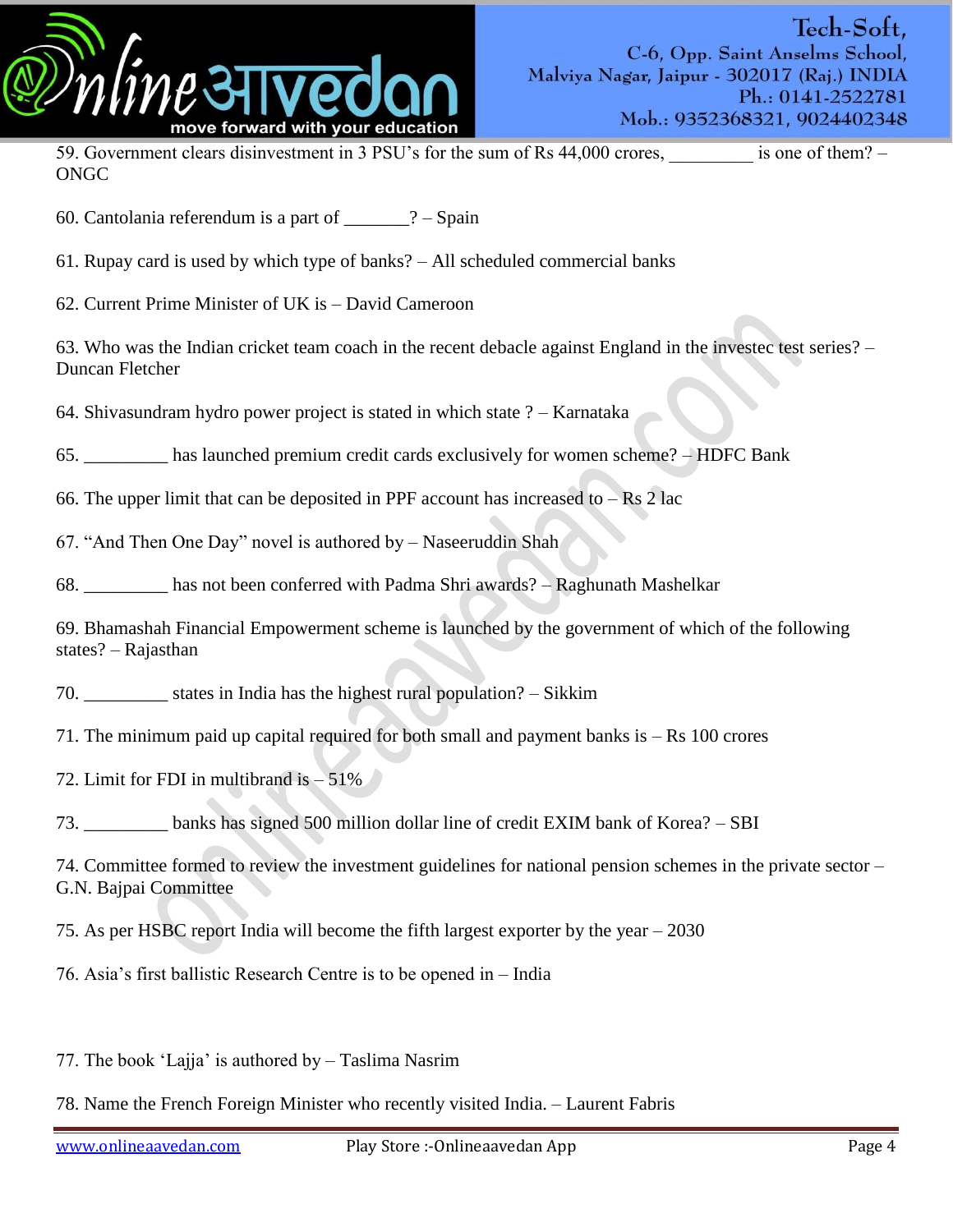59. Government clears disinvestment in 3 PSU's for the sum of Rs 44,000 crores, _________ is one of them? – ONGC

60. Cantolania referendum is a part of _______? – Spain

61. Rupay card is used by which type of banks? – All scheduled commercial banks

62. Current Prime Minister of UK is – David Cameroon

63. Who was the Indian cricket team coach in the recent debacle against England in the investec test series? – Duncan Fletcher

64. Shivasundram hydro power project is stated in which state ? – Karnataka

65. _________ has launched premium credit cards exclusively for women scheme? – HDFC Bank

66. The upper limit that can be deposited in PPF account has increased to – Rs 2 lac

67. "And Then One Day" novel is authored by – Naseeruddin Shah

68. _________ has not been conferred with Padma Shri awards? – Raghunath Mashelkar

69. Bhamashah Financial Empowerment scheme is launched by the government of which of the following states? – Rajasthan

70. _________ states in India has the highest rural population? – Sikkim

71. The minimum paid up capital required for both small and payment banks is – Rs 100 crores

72. Limit for FDI in multibrand is – 51%

73. _________ banks has signed 500 million dollar line of credit EXIM bank of Korea? – SBI

74. Committee formed to review the investment guidelines for national pension schemes in the private sector – G.N. Bajpai Committee

75. As per HSBC report India will become the fifth largest exporter by the year – 2030

76. Asia's first ballistic Research Centre is to be opened in – India

77. The book 'Lajja' is authored by – Taslima Nasrim

78. Name the French Foreign Minister who recently visited India. – Laurent Fabris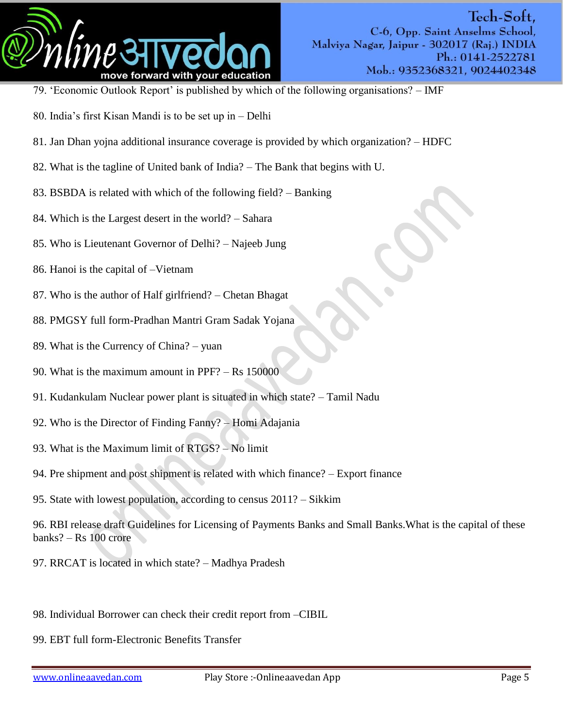79. 'Economic Outlook Report' is published by which of the following organisations? – IMF

80. India's first Kisan Mandi is to be set up in – Delhi

81. Jan Dhan yojna additional insurance coverage is provided by which organization? – HDFC

82. What is the tagline of United bank of India? – The Bank that begins with U.

83. BSBDA is related with which of the following field? – Banking

84. Which is the Largest desert in the world? – Sahara

85. Who is Lieutenant Governor of Delhi? – Najeeb Jung

86. Hanoi is the capital of –Vietnam

87. Who is the author of Half girlfriend? – Chetan Bhagat

88. PMGSY full form-Pradhan Mantri Gram Sadak Yojana

89. What is the Currency of China? – yuan

90. What is the maximum amount in PPF? – Rs 150000

91. Kudankulam Nuclear power plant is situated in which state? – Tamil Nadu

92. Who is the Director of Finding Fanny? – Homi Adajania

93. What is the Maximum limit of RTGS? – No limit

94. Pre shipment and post shipment is related with which finance? – Export finance

95. State with lowest population, according to census 2011? – Sikkim

96. RBI release draft Guidelines for Licensing of Payments Banks and Small Banks.What is the capital of these banks? – Rs 100 crore

97. RRCAT is located in which state? – Madhya Pradesh

98. Individual Borrower can check their credit report from –CIBIL

99. EBT full form-Electronic Benefits Transfer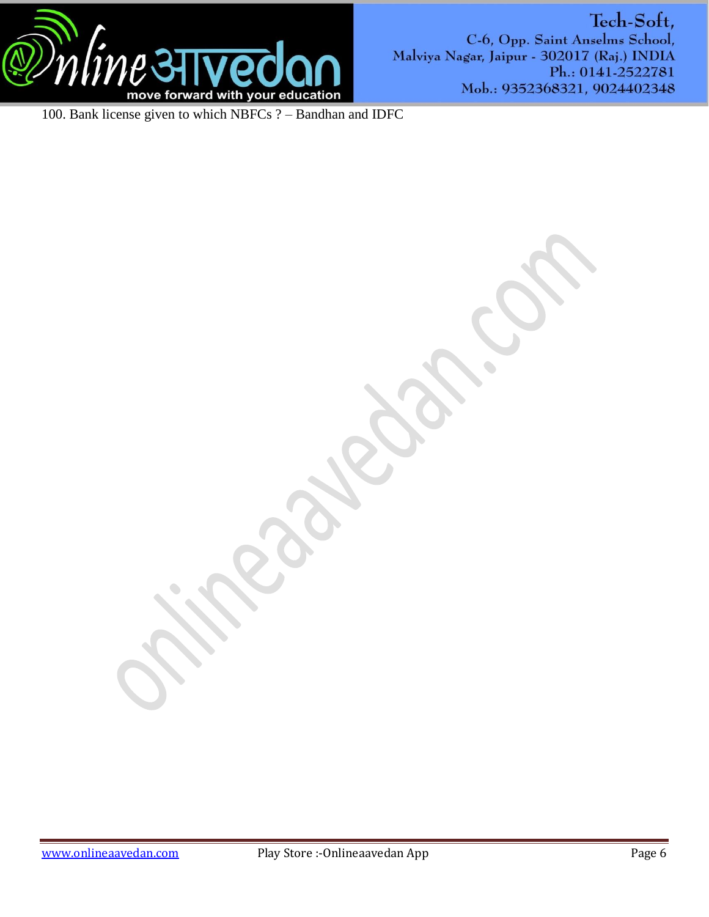100. Bank license given to which NBFCs ? – Bandhan and IDFC